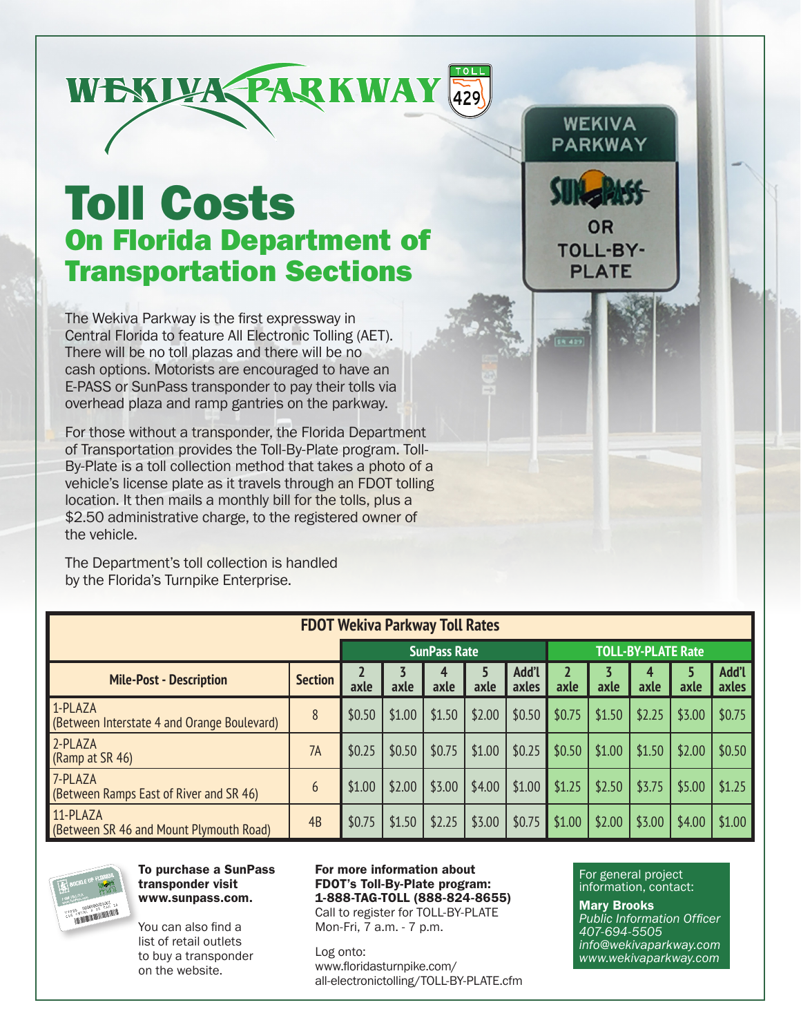# Toll Costs

## On Florida Department of Transportation Sections

The Wekiva Parkway is the first expressway in Central Florida to feature All Electronic Tolling (AET). There will be no toll plazas and there will be no cash options. Motorists are encouraged to have an E-PASS or SunPass transponder to pay their tolls via overhead plaza and ramp gantries on the parkway.

For those without a transponder, the Florida Department of Transportation provides the Toll-By-Plate program. Toll-By-Plate is a toll collection method that takes a photo of a vehicle's license plate as it travels through an FDOT tolling location. It then mails a monthly bill for the tolls, plus a $2.50 administrative charge, to the registered owner of the vehicle.

The Department's toll collection is handled by the Florida's Turnpike Enterprise.

**FDOT Wekiva Parkway Toll Rates**

| Mile-Post - Description | Section | SunPass Rate | | | | | TOLL-BY-PLATE Rate | | | | |
|---|---|---|---|---|---|---|---|---|---|---|---|
| | | 2 axle | 3 axle | 4 axle | 5 axle | Add'l axles | 2 axle | 3 axle | 4 axle | 5 axle | Add'l axles |
| 1-PLAZA (Between Interstate 4 and Orange Boulevard) | 8 | $0.50 | $1.00 | $1.50 | $2.00 | $0.50 | $0.75 | $1.50 | $2.25 | $3.00 | $0.75 |
| 2-PLAZA (Ramp at SR 46) | 7A | $0.25 | $0.50 | $0.75 | $1.00 | $0.25 | $0.50 | $1.00 | $1.50 | $2.00 | $0.50 |
| 7-PLAZA (Between Ramps East of River and SR 46) | 6 | $1.00 | $2.00 | $3.00 | $4.00 | $1.00 | $1.25 | $2.50 | $3.75 | $5.00 | $1.25 |
| 11-PLAZA (Between SR 46 and Mount Plymouth Road) | 4B | $0.75 | $1.50 | $2.25 | $3.00 | $0.75 | $1.00 | $2.00 | $3.00 | $4.00 | $1.00 |

**To purchase a SunPass transponder visit www.sunpass.com.**

You can also find a list of retail outlets to buy a transponder on the website.

**For more information about FDOT's Toll-By-Plate program: 1-888-TAG-TOLL (888-824-8655)**
Call to register for TOLL-BY-PLATE
Mon-Fri, 7 a.m. - 7 p.m.

Log onto:
www.floridasturnpike.com/all-electronictolling/TOLL-BY-PLATE.cfm

For general project information, contact:

**Mary Brooks**
*Public Information Officer*
*407-694-5505*
*info@wekivaparkway.com*
*www.wekivaparkway.com*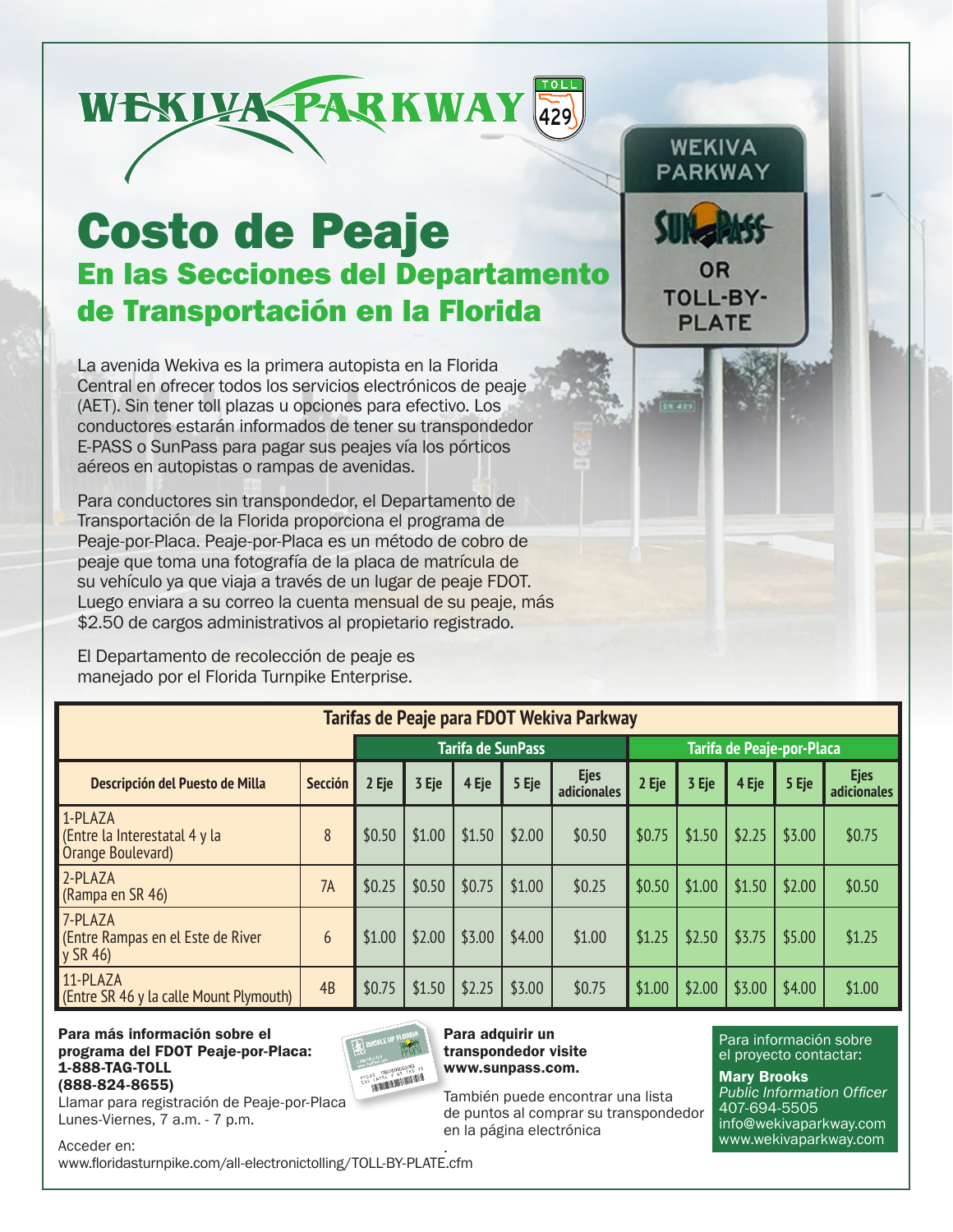# Costo de Peaje

## En las Secciones del Departamento de Transportación en la Florida

La avenida Wekiva es la primera autopista en la Florida Central en ofrecer todos los servicios electrónicos de peaje (AET). Sin tener toll plazas u opciones para efectivo. Los conductores estarán informados de tener su transpondedor E-PASS o SunPass para pagar sus peajes vía los pórticos aéreos en autopistas o rampas de avenidas.

Para conductores sin transpondedor, el Departamento de Transportación de la Florida proporciona el programa de Peaje-por-Placa. Peaje-por-Placa es un método de cobro de peaje que toma una fotografía de la placa de matrícula de su vehículo ya que viaja a través de un lugar de peaje FDOT. Luego enviara a su correo la cuenta mensual de su peaje, más $2.50 de cargos administrativos al propietario registrado.

El Departamento de recolección de peaje es manejado por el Florida Turnpike Enterprise.

**Tarifas de Peaje para FDOT Wekiva Parkway**

| | | Tarifa de SunPass | | | | | Tarifa de Peaje-por-Placa | | | | |
|---|---|---|---|---|---|---|---|---|---|---|---|
| **Descripción del Puesto de Milla** | **Sección** | **2 Eje** | **3 Eje** | **4 Eje** | **5 Eje** | **Ejes adicionales** | **2 Eje** | **3 Eje** | **4 Eje** | **5 Eje** | **Ejes adicionales** |
| 1-PLAZA (Entre la Interestatal 4 y la Orange Boulevard) | 8 | $0.50 | $1.00 | $1.50 | $2.00 | $0.50 | $0.75 | $1.50 | $2.25 | $3.00 | $0.75 |
| 2-PLAZA (Rampa en SR 46) | 7A | $0.25 | $0.50 | $0.75 | $1.00 | $0.25 | $0.50 | $1.00 | $1.50 | $2.00 | $0.50 |
| 7-PLAZA (Entre Rampas en el Este de River y SR 46) | 6 | $1.00 | $2.00 | $3.00 | $4.00 | $1.00 | $1.25 | $2.50 | $3.75 | $5.00 | $1.25 |
| 11-PLAZA (Entre SR 46 y la calle Mount Plymouth) | 4B | $0.75 | $1.50 | $2.25 | $3.00 | $0.75 | $1.00 | $2.00 | $3.00 | $4.00 | $1.00 |

**Para más información sobre el programa del FDOT Peaje-por-Placa: 1-888-TAG-TOLL (888-824-8655)**

Llamar para registración de Peaje-por-Placa Lunes-Viernes, 7 a.m. - 7 p.m.

Acceder en:
www.floridasturnpike.com/all-electronictolling/TOLL-BY-PLATE.cfm

**Para adquirir un transpondedor visite www.sunpass.com.**

También puede encontrar una lista de puntos al comprar su transpondedor en la página electrónica

Para información sobre el proyecto contactar:

**Mary Brooks**
*Public Information Officer*
407-694-5505
info@wekivaparkway.com
www.wekivaparkway.com